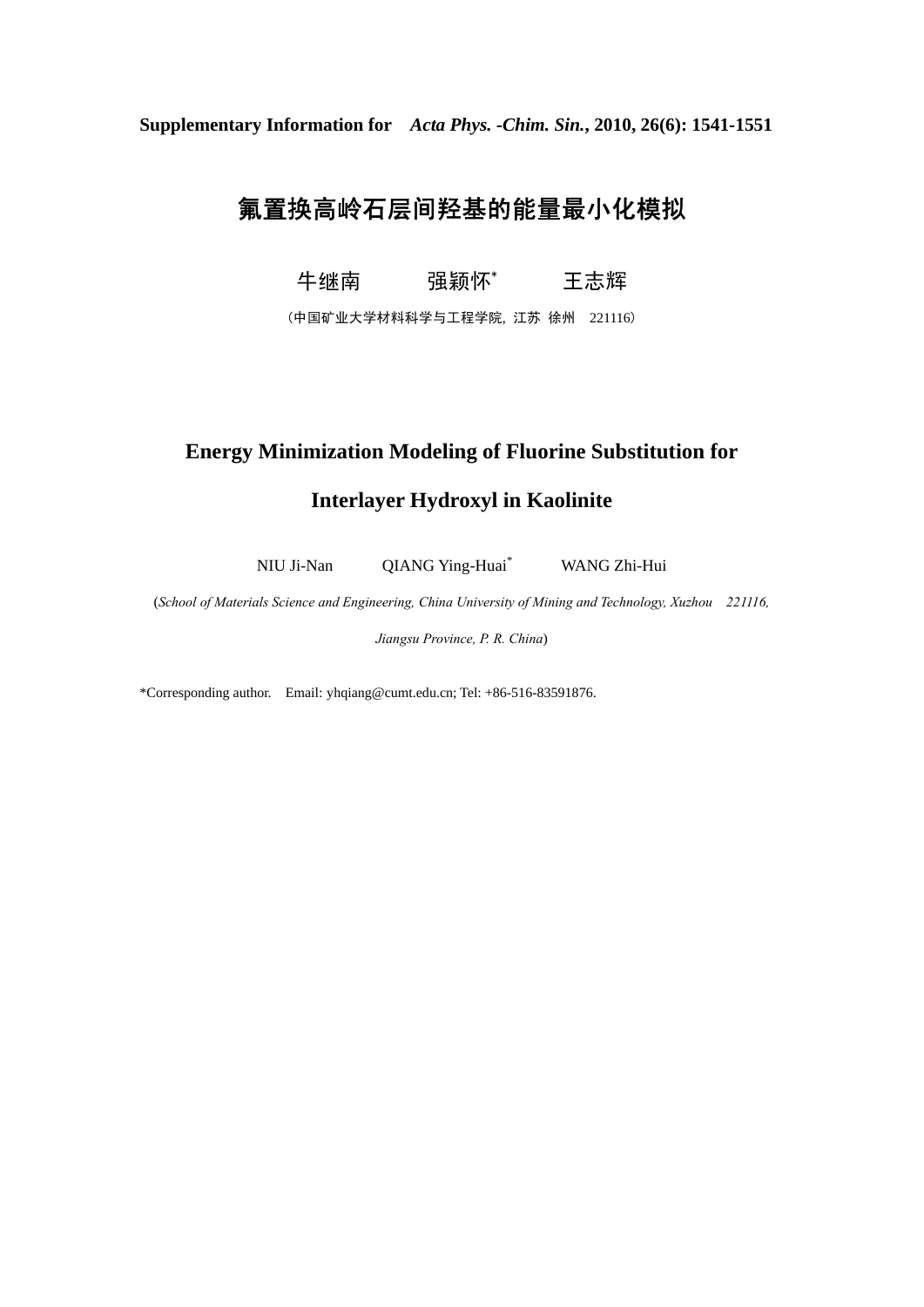**Supplementary Information for** ***Acta Phys. -Chim. Sin.*****, 2010, 26(6): 1541-1551**

# 氟置换高岭石层间羟基的能量最小化模拟

牛继南　　强颖怀*　　王志辉

（中国矿业大学材料科学与工程学院，江苏 徐州　221116）

# Energy Minimization Modeling of Fluorine Substitution for Interlayer Hydroxyl in Kaolinite

NIU Ji-Nan　　QIANG Ying-Huai*　　WANG Zhi-Hui

(*School of Materials Science and Engineering, China University of Mining and Technology, Xuzhou　221116, Jiangsu Province, P. R. China*)

*Corresponding author.　Email: yhqiang@cumt.edu.cn; Tel: +86-516-83591876.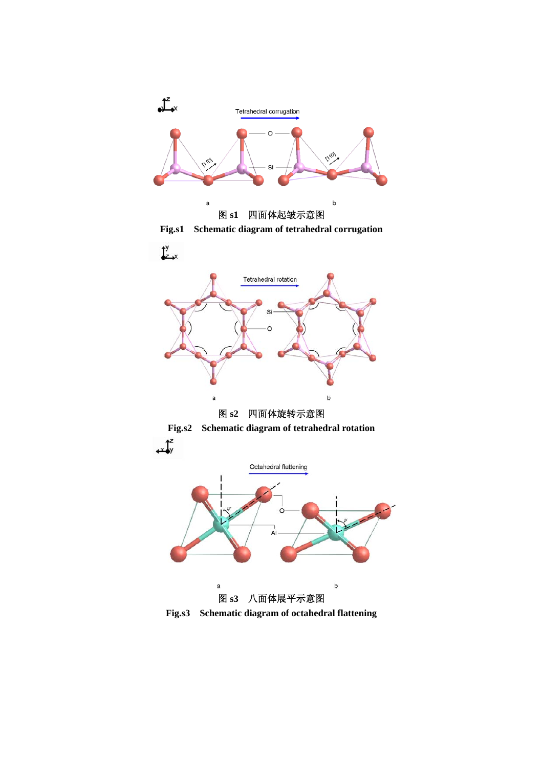图 s1　四面体起皱示意图

**Fig.s1　Schematic diagram of tetrahedral corrugation**

图 s2　四面体旋转示意图

**Fig.s2　Schematic diagram of tetrahedral rotation**

图 s3　八面体展平示意图

**Fig.s3　Schematic diagram of octahedral flattening**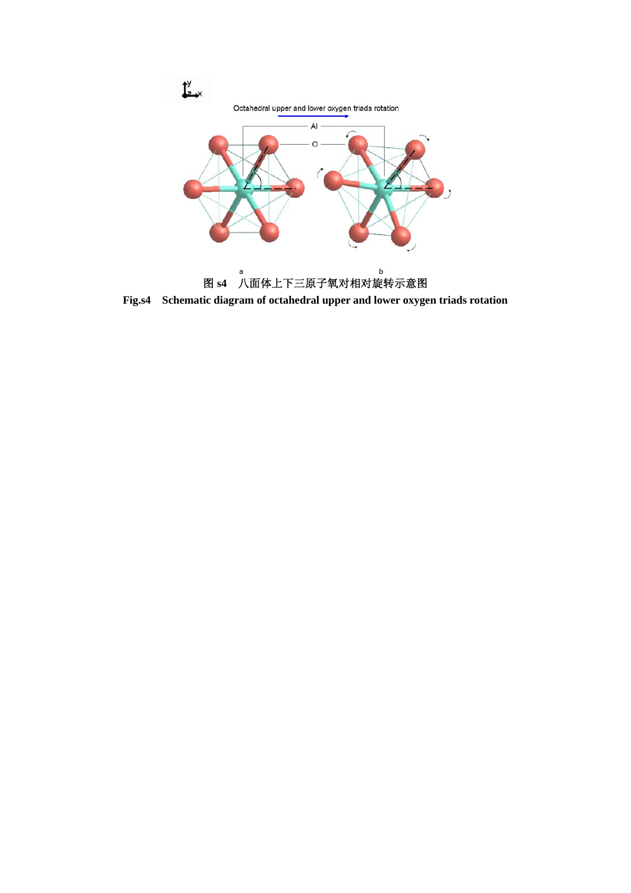图 s4　八面体上下三原子氧对相对旋转示意图

**Fig.s4　Schematic diagram of octahedral upper and lower oxygen triads rotation**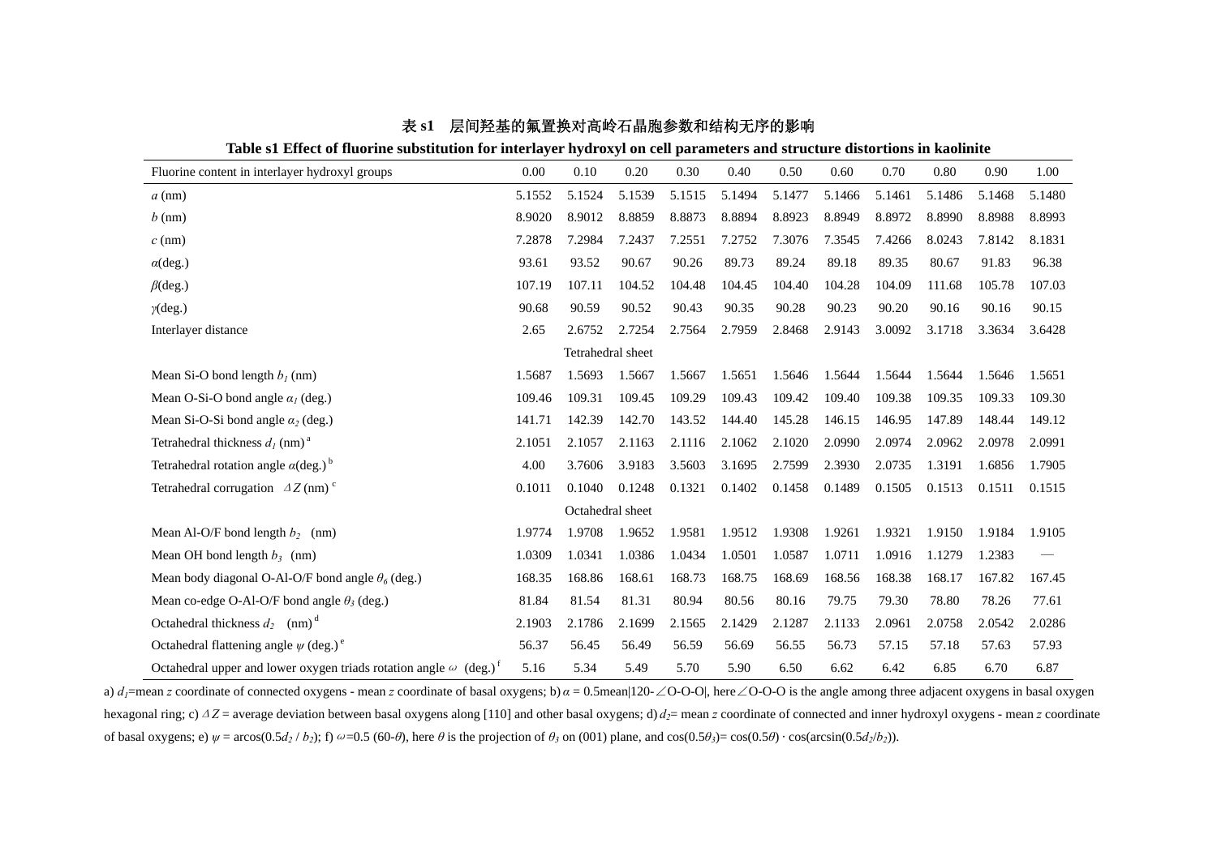**表 s1　层间羟基的氟置换对高岭石晶胞参数和结构无序的影响**

**Table s1 Effect of fluorine substitution for interlayer hydroxyl on cell parameters and structure distortions in kaolinite**

| Fluorine content in interlayer hydroxyl groups | 0.00 | 0.10 | 0.20 | 0.30 | 0.40 | 0.50 | 0.60 | 0.70 | 0.80 | 0.90 | 1.00 |
|---|---|---|---|---|---|---|---|---|---|---|---|
| $a$ (nm) | 5.1552 | 5.1524 | 5.1539 | 5.1515 | 5.1494 | 5.1477 | 5.1466 | 5.1461 | 5.1486 | 5.1468 | 5.1480 |
| $b$ (nm) | 8.9020 | 8.9012 | 8.8859 | 8.8873 | 8.8894 | 8.8923 | 8.8949 | 8.8972 | 8.8990 | 8.8988 | 8.8993 |
| $c$ (nm) | 7.2878 | 7.2984 | 7.2437 | 7.2551 | 7.2752 | 7.3076 | 7.3545 | 7.4266 | 8.0243 | 7.8142 | 8.1831 |
| $\alpha$(deg.) | 93.61 | 93.52 | 90.67 | 90.26 | 89.73 | 89.24 | 89.18 | 89.35 | 80.67 | 91.83 | 96.38 |
| $\beta$(deg.) | 107.19 | 107.11 | 104.52 | 104.48 | 104.45 | 104.40 | 104.28 | 104.09 | 111.68 | 105.78 | 107.03 |
| $\gamma$(deg.) | 90.68 | 90.59 | 90.52 | 90.43 | 90.35 | 90.28 | 90.23 | 90.20 | 90.16 | 90.16 | 90.15 |
| Interlayer distance | 2.65 | 2.6752 | 2.7254 | 2.7564 | 2.7959 | 2.8468 | 2.9143 | 3.0092 | 3.1718 | 3.3634 | 3.6428 |
| Tetrahedral sheet | | | | | | | | | | | |
| Mean Si-O bond length $b_1$ (nm) | 1.5687 | 1.5693 | 1.5667 | 1.5667 | 1.5651 | 1.5646 | 1.5644 | 1.5644 | 1.5644 | 1.5646 | 1.5651 |
| Mean O-Si-O bond angle $\alpha_1$ (deg.) | 109.46 | 109.31 | 109.45 | 109.29 | 109.43 | 109.42 | 109.40 | 109.38 | 109.35 | 109.33 | 109.30 |
| Mean Si-O-Si bond angle $\alpha_2$ (deg.) | 141.71 | 142.39 | 142.70 | 143.52 | 144.40 | 145.28 | 146.15 | 146.95 | 147.89 | 148.44 | 149.12 |
| Tetrahedral thickness $d_1$ (nm) [a] | 2.1051 | 2.1057 | 2.1163 | 2.1116 | 2.1062 | 2.1020 | 2.0990 | 2.0974 | 2.0962 | 2.0978 | 2.0991 |
| Tetrahedral rotation angle $\alpha$(deg.) [b] | 4.00 | 3.7606 | 3.9183 | 3.5603 | 3.1695 | 2.7599 | 2.3930 | 2.0735 | 1.3191 | 1.6856 | 1.7905 |
| Tetrahedral corrugation $\Delta Z$ (nm) [c] | 0.1011 | 0.1040 | 0.1248 | 0.1321 | 0.1402 | 0.1458 | 0.1489 | 0.1505 | 0.1513 | 0.1511 | 0.1515 |
| Octahedral sheet | | | | | | | | | | | |
| Mean Al-O/F bond length $b_2$ (nm) | 1.9774 | 1.9708 | 1.9652 | 1.9581 | 1.9512 | 1.9308 | 1.9261 | 1.9321 | 1.9150 | 1.9184 | 1.9105 |
| Mean OH bond length $b_3$ (nm) | 1.0309 | 1.0341 | 1.0386 | 1.0434 | 1.0501 | 1.0587 | 1.0711 | 1.0916 | 1.1279 | 1.2383 | — |
| Mean body diagonal O-Al-O/F bond angle $\theta_6$ (deg.) | 168.35 | 168.86 | 168.61 | 168.73 | 168.75 | 168.69 | 168.56 | 168.38 | 168.17 | 167.82 | 167.45 |
| Mean co-edge O-Al-O/F bond angle $\theta_3$ (deg.) | 81.84 | 81.54 | 81.31 | 80.94 | 80.56 | 80.16 | 79.75 | 79.30 | 78.80 | 78.26 | 77.61 |
| Octahedral thickness $d_2$ (nm) [d] | 2.1903 | 2.1786 | 2.1699 | 2.1565 | 2.1429 | 2.1287 | 2.1133 | 2.0961 | 2.0758 | 2.0542 | 2.0286 |
| Octahedral flattening angle $\psi$ (deg.) [e] | 56.37 | 56.45 | 56.49 | 56.59 | 56.69 | 56.55 | 56.73 | 57.15 | 57.18 | 57.63 | 57.93 |
| Octahedral upper and lower oxygen triads rotation angle $\omega$ (deg.) [f] | 5.16 | 5.34 | 5.49 | 5.70 | 5.90 | 6.50 | 6.62 | 6.42 | 6.85 | 6.70 | 6.87 |

a) $d_1$=mean $z$ coordinate of connected oxygens - mean $z$ coordinate of basal oxygens; b) $\alpha = 0.5\text{mean}|120-\angle\text{O-O-O}|$, here $\angle$O-O-O is the angle among three adjacent oxygens in basal oxygen hexagonal ring; c) $\Delta Z$ = average deviation between basal oxygens along [110] and other basal oxygens; d) $d_2$= mean $z$ coordinate of connected and inner hydroxyl oxygens - mean $z$ coordinate of basal oxygens; e) $\psi = \arccos(0.5d_2 / b_2)$; f) $\omega=0.5\,(60-\theta)$, here $\theta$ is the projection of $\theta_3$ on (001) plane, and $\cos(0.5\theta_3)= \cos(0.5\theta) \cdot \cos(\arcsin(0.5d_2/b_2))$.